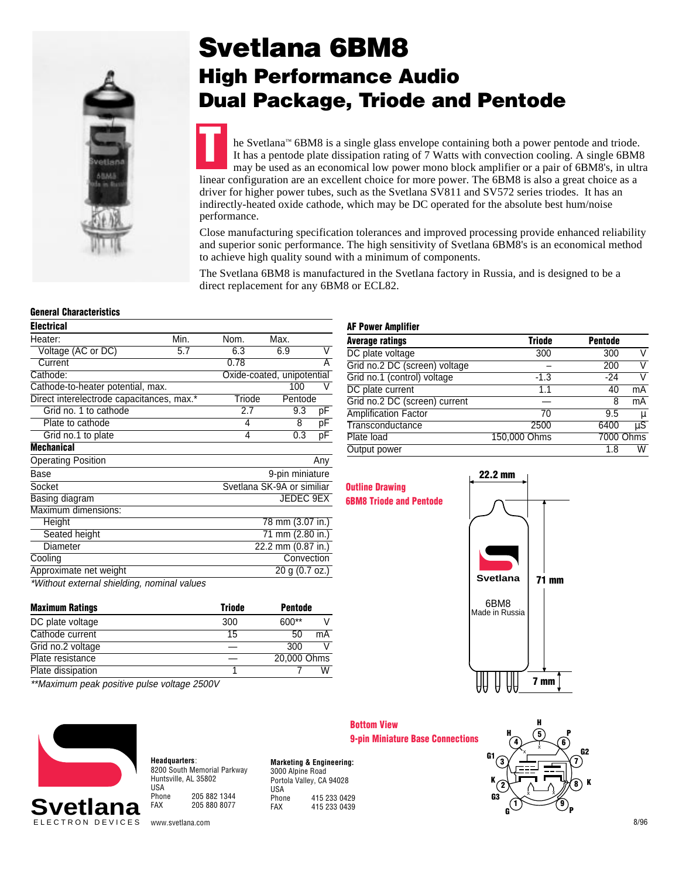# Svetlana 6BM8

## High Performance Audio Dual Package, Triode and Pentode

The Svetlana™ 6BM8 is a single glass envelope containing both a power pentode and triode. It has a pentode plate dissipation rating of 7 Watts with convection cooling. A single 6BM8 may be used as an economical low power mono block amplifier or a pair of 6BM8's, in ultra linear configuration are an excellent choice for more power. The 6BM8 is also a great choice as a driver for higher power tubes, such as the Svetlana SV811 and SV572 series triodes. It has an indirectly-heated oxide cathode, which may be DC operated for the absolute best hum/noise performance.

Close manufacturing specification tolerances and improved processing provide enhanced reliability and superior sonic performance. The high sensitivity of Svetlana 6BM8's is an economical method to achieve high quality sound with a minimum of components.

The Svetlana 6BM8 is manufactured in the Svetlana factory in Russia, and is designed to be a direct replacement for any 6BM8 or ECL82.

### General Characteristics

| **Electrical** | | | | |
|---|---|---|---|---|
| Heater: | Min. | Nom. | Max. | |
| Voltage (AC or DC) | 5.7 | 6.3 | 6.9 | V |
| Current | | 0.78 | | A |
| Cathode: | | Oxide-coated, unipotential | | |
| Cathode-to-heater potential, max. | | | 100 | V |
| Direct interelectrode capacitances, max.* | | Triode | Pentode | |
| Grid no. 1 to cathode | | 2.7 | 9.3 | pF |
| Plate to cathode | | 4 | 8 | pF |
| Grid no.1 to plate | | 4 | 0.3 | pF |

| **Mechanical** | |
|---|---|
| Operating Position | Any |
| Base | 9-pin miniature |
| Socket | Svetlana SK-9A or similiar |
| Basing diagram | JEDEC 9EX |
| Maximum dimensions: | |
| Height | 78 mm (3.07 in.) |
| Seated height | 71 mm (2.80 in.) |
| Diameter | 22.2 mm (0.87 in.) |
| Cooling | Convection |
| Approximate net weight | 20 g (0.7 oz.) |

*Without external shielding, nominal values

| **Maximum Ratings** | **Triode** | **Pentode** | |
|---|---|---|---|
| DC plate voltage | 300 | 600** | V |
| Cathode current | 15 | 50 | mA |
| Grid no.2 voltage | — | 300 | V |
| Plate resistance | — | 20,000 Ohms | |
| Plate dissipation | 1 | 7 | W |

**Maximum peak positive pulse voltage 2500V

### AF Power Amplifier

| **Average ratings** | **Triode** | **Pentode** | |
|---|---|---|---|
| DC plate voltage | 300 | 300 | V |
| Grid no.2 DC (screen) voltage | – | 200 | V |
| Grid no.1 (control) voltage | -1.3 | -24 | V |
| DC plate current | 1.1 | 40 | mA |
| Grid no.2 DC (screen) current | — | 8 | mA |
| Amplification Factor | 70 | 9.5 | µ |
| Transconductance | 2500 | 6400 | µS |
| Plate load | 150,000 Ohms | 7000 Ohms | |
| Output power | | 1.8 | W |

**Outline Drawing**
**6BM8 Triode and Pentode**

22.2 mm
71 mm
7 mm

**Bottom View**
**9-pin Miniature Base Connections**

**Headquarters**:
8200 South Memorial Parkway
Huntsville, AL 35802
USA
Phone 205 882 1344
FAX 205 880 8077

**Marketing & Engineering:**
3000 Alpine Road
Portola Valley, CA 94028
USA
Phone 415 233 0429
FAX 415 233 0439

www.svetlana.com

8/96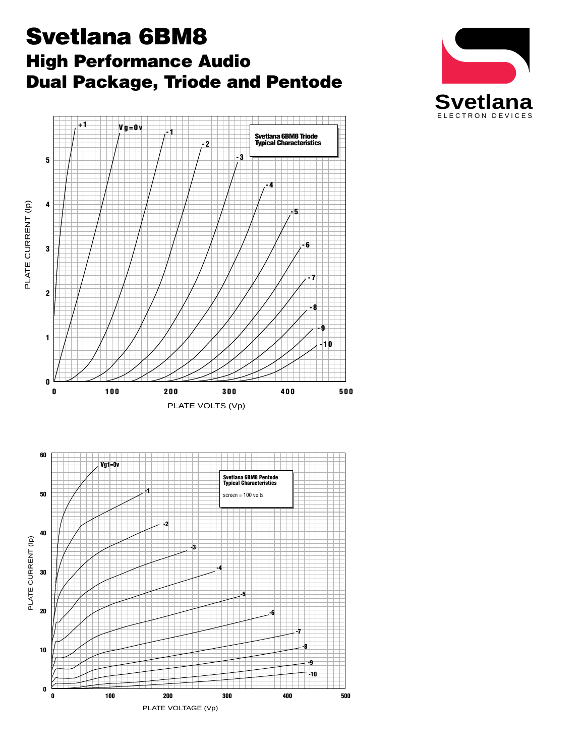# Svetlana 6BM8

## High Performance Audio

## Dual Package, Triode and Pentode

Svetlana

ELECTRON DEVICES

Svetlana 6BM8 Triode
Typical Characteristics

PLATE CURRENT (Ip)

PLATE VOLTS (Vp)

0
1
2
3
4
5

0
100
200
300
400
500

+1
Vg=0v
-1
-2
-3
-4
-5
-6
-7
-8
-9
-10

Svetlana 6BM8 Pentode
Typical Characteristics

screen = 100 volts

PLATE CURRENT (Ip)

PLATE VOLTAGE (Vp)

0
10
20
30
40
50
60

0
100
200
300
400
500

Vg1=0v
-1
-2
-3
-4
-5
-6
-7
-8
-9
-10